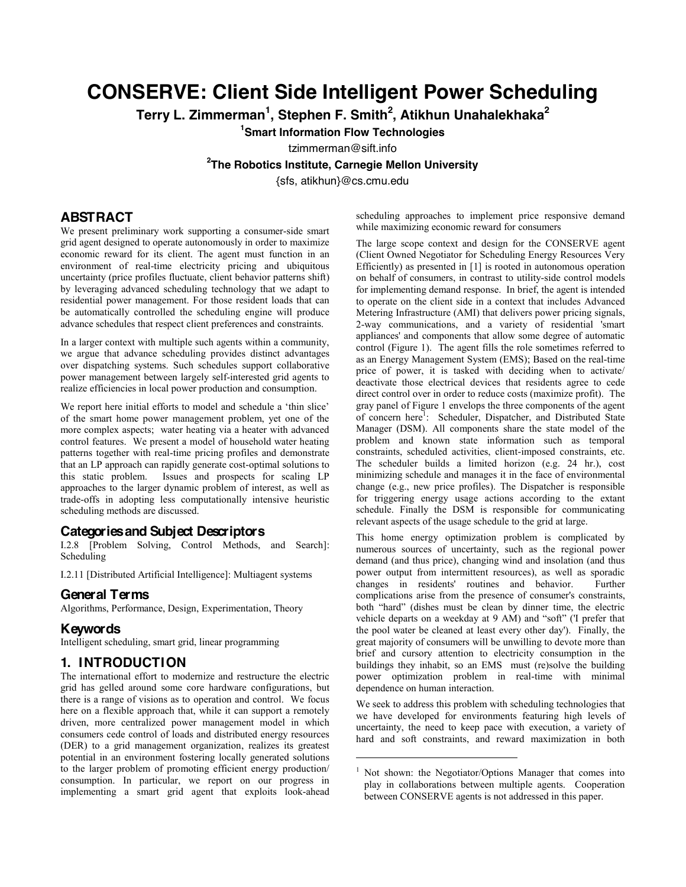# CONSERVE: Client Side Intelligent Power Scheduling

**Terry L. Zimmerman[1], Stephen F. Smith[2], Atikhun Unahalekhaka[2]**

[1]Smart Information Flow Technologies

tzimmerman@sift.info

[2]The Robotics Institute, Carnegie Mellon University

{sfs, atikhun}@cs.cmu.edu

## ABSTRACT

We present preliminary work supporting a consumer-side smart grid agent designed to operate autonomously in order to maximize economic reward for its client. The agent must function in an environment of real-time electricity pricing and ubiquitous uncertainty (price profiles fluctuate, client behavior patterns shift) by leveraging advanced scheduling technology that we adapt to residential power management. For those resident loads that can be automatically controlled the scheduling engine will produce advance schedules that respect client preferences and constraints.

In a larger context with multiple such agents within a community, we argue that advance scheduling provides distinct advantages over dispatching systems. Such schedules support collaborative power management between largely self-interested grid agents to realize efficiencies in local power production and consumption.

We report here initial efforts to model and schedule a 'thin slice' of the smart home power management problem, yet one of the more complex aspects; water heating via a heater with advanced control features. We present a model of household water heating patterns together with real-time pricing profiles and demonstrate that an LP approach can rapidly generate cost-optimal solutions to this static problem. Issues and prospects for scaling LP approaches to the larger dynamic problem of interest, as well as trade-offs in adopting less computationally intensive heuristic scheduling methods are discussed.

## Categories and Subject Descriptors

I.2.8 [Problem Solving, Control Methods, and Search]: Scheduling

I.2.11 [Distributed Artificial Intelligence]: Multiagent systems

## General Terms

Algorithms, Performance, Design, Experimentation, Theory

## Keywords

Intelligent scheduling, smart grid, linear programming

## 1. INTRODUCTION

The international effort to modernize and restructure the electric grid has gelled around some core hardware configurations, but there is a range of visions as to operation and control. We focus here on a flexible approach that, while it can support a remotely driven, more centralized power management model in which consumers cede control of loads and distributed energy resources (DER) to a grid management organization, realizes its greatest potential in an environment fostering locally generated solutions to the larger problem of promoting efficient energy production/ consumption. In particular, we report on our progress in implementing a smart grid agent that exploits look-ahead scheduling approaches to implement price responsive demand while maximizing economic reward for consumers

The large scope context and design for the CONSERVE agent (Client Owned Negotiator for Scheduling Energy Resources Very Efficiently) as presented in [1] is rooted in autonomous operation on behalf of consumers, in contrast to utility-side control models for implementing demand response. In brief, the agent is intended to operate on the client side in a context that includes Advanced Metering Infrastructure (AMI) that delivers power pricing signals, 2-way communications, and a variety of residential 'smart appliances' and components that allow some degree of automatic control (Figure 1). The agent fills the role sometimes referred to as an Energy Management System (EMS); Based on the real-time price of power, it is tasked with deciding when to activate/ deactivate those electrical devices that residents agree to cede direct control over in order to reduce costs (maximize profit). The gray panel of Figure 1 envelops the three components of the agent of concern here[1]: Scheduler, Dispatcher, and Distributed State Manager (DSM). All components share the state model of the problem and known state information such as temporal constraints, scheduled activities, client-imposed constraints, etc. The scheduler builds a limited horizon (e.g. 24 hr.), cost minimizing schedule and manages it in the face of environmental change (e.g., new price profiles). The Dispatcher is responsible for triggering energy usage actions according to the extant schedule. Finally the DSM is responsible for communicating relevant aspects of the usage schedule to the grid at large.

This home energy optimization problem is complicated by numerous sources of uncertainty, such as the regional power demand (and thus price), changing wind and insolation (and thus power output from intermittent resources), as well as sporadic changes in residents' routines and behavior. Further complications arise from the presence of consumer's constraints, both "hard" (dishes must be clean by dinner time, the electric vehicle departs on a weekday at 9 AM) and "soft" ('I prefer that the pool water be cleaned at least every other day'). Finally, the great majority of consumers will be unwilling to devote more than brief and cursory attention to electricity consumption in the buildings they inhabit, so an EMS must (re)solve the building power optimization problem in real-time with minimal dependence on human interaction.

We seek to address this problem with scheduling technologies that we have developed for environments featuring high levels of uncertainty, the need to keep pace with execution, a variety of hard and soft constraints, and reward maximization in both

[1] Not shown: the Negotiator/Options Manager that comes into play in collaborations between multiple agents. Cooperation between CONSERVE agents is not addressed in this paper.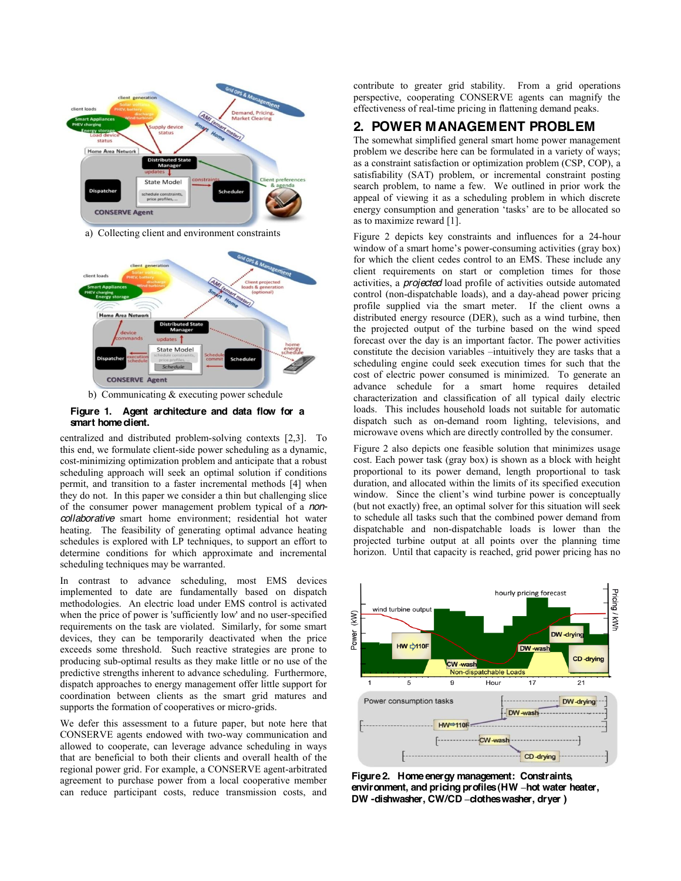a) Collecting client and environment constraints

b) Communicating & executing power schedule

**Figure 1. Agent architecture and data flow for a smart home client.**

centralized and distributed problem-solving contexts [2,3]. To this end, we formulate client-side power scheduling as a dynamic, cost-minimizing optimization problem and anticipate that a robust scheduling approach will seek an optimal solution if conditions permit, and transition to a faster incremental methods [4] when they do not. In this paper we consider a thin but challenging slice of the consumer power management problem typical of a *non-collaborative* smart home environment; residential hot water heating. The feasibility of generating optimal advance heating schedules is explored with LP techniques, to support an effort to determine conditions for which approximate and incremental scheduling techniques may be warranted.

In contrast to advance scheduling, most EMS devices implemented to date are fundamentally based on dispatch methodologies. An electric load under EMS control is activated when the price of power is 'sufficiently low' and no user-specified requirements on the task are violated. Similarly, for some smart devices, they can be temporarily deactivated when the price exceeds some threshold. Such reactive strategies are prone to producing sub-optimal results as they make little or no use of the predictive strengths inherent to advance scheduling. Furthermore, dispatch approaches to energy management offer little support for coordination between clients as the smart grid matures and supports the formation of cooperatives or micro-grids.

We defer this assessment to a future paper, but note here that CONSERVE agents endowed with two-way communication and allowed to cooperate, can leverage advance scheduling in ways that are beneficial to both their clients and overall health of the regional power grid. For example, a CONSERVE agent-arbitrated agreement to purchase power from a local cooperative member can reduce participant costs, reduce transmission costs, and contribute to greater grid stability. From a grid operations perspective, cooperating CONSERVE agents can magnify the effectiveness of real-time pricing in flattening demand peaks.

## 2. POWER MANAGEMENT PROBLEM

The somewhat simplified general smart home power management problem we describe here can be formulated in a variety of ways; as a constraint satisfaction or optimization problem (CSP, COP), a satisfiability (SAT) problem, or incremental constraint posting search problem, to name a few. We outlined in prior work the appeal of viewing it as a scheduling problem in which discrete energy consumption and generation 'tasks' are to be allocated so as to maximize reward [1].

Figure 2 depicts key constraints and influences for a 24-hour window of a smart home's power-consuming activities (gray box) for which the client cedes control to an EMS. These include any client requirements on start or completion times for those activities, a *projected* load profile of activities outside automated control (non-dispatchable loads), and a day-ahead power pricing profile supplied via the smart meter. If the client owns a distributed energy resource (DER), such as a wind turbine, then the projected output of the turbine based on the wind speed forecast over the day is an important factor. The power activities constitute the decision variables –intuitively they are tasks that a scheduling engine could seek execution times for such that the cost of electric power consumed is minimized. To generate an advance schedule for a smart home requires detailed characterization and classification of all typical daily electric loads. This includes household loads not suitable for automatic dispatch such as on-demand room lighting, televisions, and microwave ovens which are directly controlled by the consumer.

Figure 2 also depicts one feasible solution that minimizes usage cost. Each power task (gray box) is shown as a block with height proportional to its power demand, length proportional to task duration, and allocated within the limits of its specified execution window. Since the client's wind turbine power is conceptually (but not exactly) free, an optimal solver for this situation will seek to schedule all tasks such that the combined power demand from dispatchable and non-dispatchable loads is lower than the projected turbine output at all points over the planning time horizon. Until that capacity is reached, grid power pricing has no

**Figure 2. Home energy management: Constraints, environment, and pricing profiles (HW –hot water heater, DW -dishwasher, CW/CD –clothes washer, dryer )**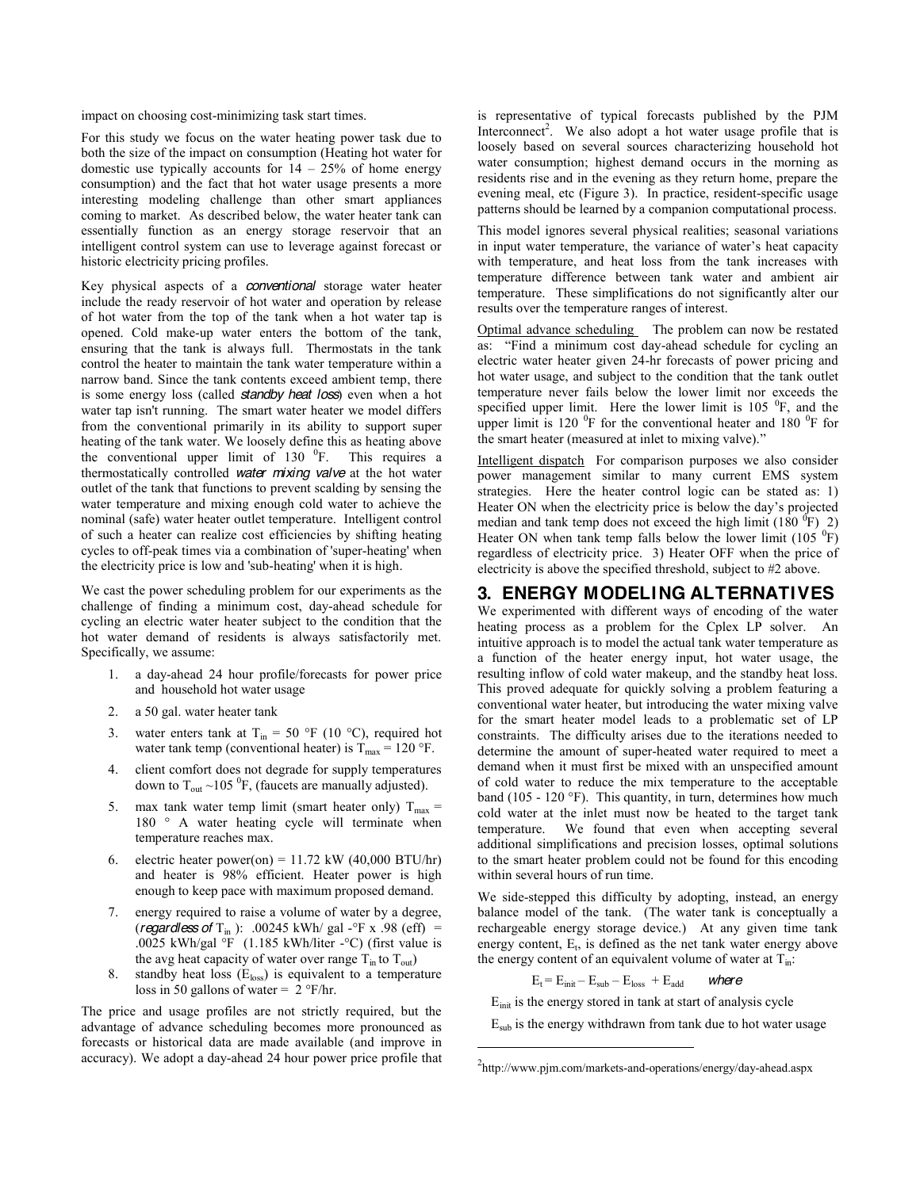impact on choosing cost-minimizing task start times.

For this study we focus on the water heating power task due to both the size of the impact on consumption (Heating hot water for domestic use typically accounts for 14 – 25% of home energy consumption) and the fact that hot water usage presents a more interesting modeling challenge than other smart appliances coming to market. As described below, the water heater tank can essentially function as an energy storage reservoir that an intelligent control system can use to leverage against forecast or historic electricity pricing profiles.

Key physical aspects of a *conventional* storage water heater include the ready reservoir of hot water and operation by release of hot water from the top of the tank when a hot water tap is opened. Cold make-up water enters the bottom of the tank, ensuring that the tank is always full. Thermostats in the tank control the heater to maintain the tank water temperature within a narrow band. Since the tank contents exceed ambient temp, there is some energy loss (called *standby heat loss*) even when a hot water tap isn't running. The smart water heater we model differs from the conventional primarily in its ability to support super heating of the tank water. We loosely define this as heating above the conventional upper limit of 130 $^0$F. This requires a thermostatically controlled *water mixing valve* at the hot water outlet of the tank that functions to prevent scalding by sensing the water temperature and mixing enough cold water to achieve the nominal (safe) water heater outlet temperature. Intelligent control of such a heater can realize cost efficiencies by shifting heating cycles to off-peak times via a combination of 'super-heating' when the electricity price is low and 'sub-heating' when it is high.

We cast the power scheduling problem for our experiments as the challenge of finding a minimum cost, day-ahead schedule for cycling an electric water heater subject to the condition that the hot water demand of residents is always satisfactorily met. Specifically, we assume:

1. a day-ahead 24 hour profile/forecasts for power price and household hot water usage
2. a 50 gal. water heater tank
3. water enters tank at $T_{in}$ = 50 °F (10 °C), required hot water tank temp (conventional heater) is $T_{max}$ = 120 °F.
4. client comfort does not degrade for supply temperatures down to $T_{out}$ ~105 $^0$F, (faucets are manually adjusted).
5. max tank water temp limit (smart heater only) $T_{max}$ = 180 ° A water heating cycle will terminate when temperature reaches max.
6. electric heater power(on) = 11.72 kW (40,000 BTU/hr) and heater is 98% efficient. Heater power is high enough to keep pace with maximum proposed demand.
7. energy required to raise a volume of water by a degree, (*regardless of* $T_{in}$ ): .00245 kWh/ gal -°F x .98 (eff) = .0025 kWh/gal °F (1.185 kWh/liter -°C) (first value is the avg heat capacity of water over range $T_{in}$ to $T_{out}$)
8. standby heat loss ($E_{loss}$) is equivalent to a temperature loss in 50 gallons of water = 2 °F/hr.

The price and usage profiles are not strictly required, but the advantage of advance scheduling becomes more pronounced as forecasts or historical data are made available (and improve in accuracy). We adopt a day-ahead 24 hour power price profile that is representative of typical forecasts published by the PJM Interconnect[2]. We also adopt a hot water usage profile that is loosely based on several sources characterizing household hot water consumption; highest demand occurs in the morning as residents rise and in the evening as they return home, prepare the evening meal, etc (Figure 3). In practice, resident-specific usage patterns should be learned by a companion computational process.

This model ignores several physical realities; seasonal variations in input water temperature, the variance of water's heat capacity with temperature, and heat loss from the tank increases with temperature difference between tank water and ambient air temperature. These simplifications do not significantly alter our results over the temperature ranges of interest.

Optimal advance scheduling The problem can now be restated as: "Find a minimum cost day-ahead schedule for cycling an electric water heater given 24-hr forecasts of power pricing and hot water usage, and subject to the condition that the tank outlet temperature never fails below the lower limit nor exceeds the specified upper limit. Here the lower limit is 105 $^0$F, and the upper limit is 120 $^0$F for the conventional heater and 180 $^0$F for the smart heater (measured at inlet to mixing valve)."

Intelligent dispatch For comparison purposes we also consider power management similar to many current EMS system strategies. Here the heater control logic can be stated as: 1) Heater ON when the electricity price is below the day's projected median and tank temp does not exceed the high limit (180 $^0$F) 2) Heater ON when tank temp falls below the lower limit (105 $^0$F) regardless of electricity price. 3) Heater OFF when the price of electricity is above the specified threshold, subject to #2 above.

## 3. ENERGY MODELING ALTERNATIVES

We experimented with different ways of encoding of the water heating process as a problem for the Cplex LP solver. An intuitive approach is to model the actual tank water temperature as a function of the heater energy input, hot water usage, the resulting inflow of cold water makeup, and the standby heat loss. This proved adequate for quickly solving a problem featuring a conventional water heater, but introducing the water mixing valve for the smart heater model leads to a problematic set of LP constraints. The difficulty arises due to the iterations needed to determine the amount of super-heated water required to meet a demand when it must first be mixed with an unspecified amount of cold water to reduce the mix temperature to the acceptable band (105 - 120 °F). This quantity, in turn, determines how much cold water at the inlet must now be heated to the target tank temperature. We found that even when accepting several additional simplifications and precision losses, optimal solutions to the smart heater problem could not be found for this encoding within several hours of run time.

We side-stepped this difficulty by adopting, instead, an energy balance model of the tank. (The water tank is conceptually a rechargeable energy storage device.) At any given time tank energy content, $E_t$, is defined as the net tank water energy above the energy content of an equivalent volume of water at $T_{in}$:

$$E_t = E_{init} - E_{sub} - E_{loss} + E_{add} \quad \textit{where}$$

$E_{init}$ is the energy stored in tank at start of analysis cycle

$E_{sub}$ is the energy withdrawn from tank due to hot water usage

[2] http://www.pjm.com/markets-and-operations/energy/day-ahead.aspx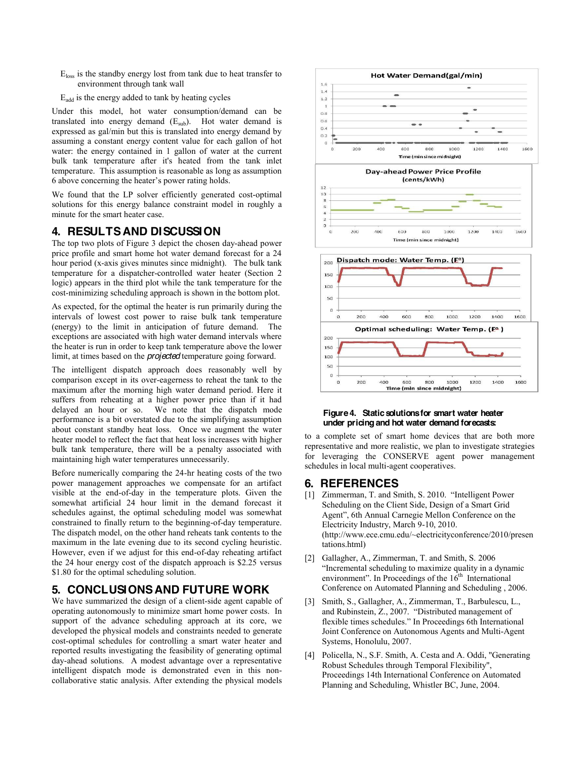$E_{loss}$ is the standby energy lost from tank due to heat transfer to environment through tank wall

$E_{add}$ is the energy added to tank by heating cycles

Under this model, hot water consumption/demand can be translated into energy demand ($E_{sub}$). Hot water demand is expressed as gal/min but this is translated into energy demand by assuming a constant energy content value for each gallon of hot water: the energy contained in 1 gallon of water at the current bulk tank temperature after it's heated from the tank inlet temperature. This assumption is reasonable as long as assumption 6 above concerning the heater's power rating holds.

We found that the LP solver efficiently generated cost-optimal solutions for this energy balance constraint model in roughly a minute for the smart heater case.

## 4. RESULTS AND DISCUSSION

The top two plots of Figure 3 depict the chosen day-ahead power price profile and smart home hot water demand forecast for a 24 hour period (x-axis gives minutes since midnight). The bulk tank temperature for a dispatcher-controlled water heater (Section 2 logic) appears in the third plot while the tank temperature for the cost-minimizing scheduling approach is shown in the bottom plot.

As expected, for the optimal the heater is run primarily during the intervals of lowest cost power to raise bulk tank temperature (energy) to the limit in anticipation of future demand. The exceptions are associated with high water demand intervals where the heater is run in order to keep tank temperature above the lower limit, at times based on the *projected* temperature going forward.

The intelligent dispatch approach does reasonably well by comparison except in its over-eagerness to reheat the tank to the maximum after the morning high water demand period. Here it suffers from reheating at a higher power price than if it had delayed an hour or so. We note that the dispatch mode performance is a bit overstated due to the simplifying assumption about constant standby heat loss. Once we augment the water heater model to reflect the fact that heat loss increases with higher bulk tank temperature, there will be a penalty associated with maintaining high water temperatures unnecessarily.

Before numerically comparing the 24-hr heating costs of the two power management approaches we compensate for an artifact visible at the end-of-day in the temperature plots. Given the somewhat artificial 24 hour limit in the demand forecast it schedules against, the optimal scheduling model was somewhat constrained to finally return to the beginning-of-day temperature. The dispatch model, on the other hand reheats tank contents to the maximum in the late evening due to its second cycling heuristic. However, even if we adjust for this end-of-day reheating artifact the 24 hour energy cost of the dispatch approach is $2.25 versus $1.80 for the optimal scheduling solution.

## 5. CONCLUSIONS AND FUTURE WORK

We have summarized the design of a client-side agent capable of operating autonomously to minimize smart home power costs. In support of the advance scheduling approach at its core, we developed the physical models and constraints needed to generate cost-optimal schedules for controlling a smart water heater and reported results investigating the feasibility of generating optimal day-ahead solutions. A modest advantage over a representative intelligent dispatch mode is demonstrated even in this non-collaborative static analysis. After extending the physical models to a complete set of smart home devices that are both more representative and more realistic, we plan to investigate strategies for leveraging the CONSERVE agent power management schedules in local multi-agent cooperatives.

Hot Water Demand(gal/min)
1.6 1.4 1.2 1 0.8 0.6 0.4 0.2 0
0 200 400 600 800 1000 1200 1400 1600
Time (min since midnight)

Day-ahead Power Price Profile
(cents/kWh)
12 10 8 6 4 2 0
0 200 400 600 800 1000 1200 1400 1600
Time (min since midnight)

Dispatch mode: Water Temp. (F°)
200 150 100 50 0
0 200 400 600 800 1000 1200 1400 1600

Optimal scheduling: Water Temp. (F° )
200 150 100 50 0
0 200 400 600 800 1000 1200 1400 1600
Time (min since midnight)

**Figure 4. Static solutions for smart water heater under pricing and hot water demand forecasts**

## 6. REFERENCES

[1] Zimmerman, T. and Smith, S. 2010. "Intelligent Power Scheduling on the Client Side, Design of a Smart Grid Agent", 6th Annual Carnegie Mellon Conference on the Electricity Industry, March 9-10, 2010. (http://www.ece.cmu.edu/~electricityconference/2010/presentations.html)

[2] Gallagher, A., Zimmerman, T. and Smith, S. 2006 "Incremental scheduling to maximize quality in a dynamic environment". In Proceedings of the 16th International Conference on Automated Planning and Scheduling , 2006.

[3] Smith, S., Gallagher, A., Zimmerman, T., Barbulescu, L., and Rubinstein, Z., 2007. "Distributed management of flexible times schedules." In Proceedings 6th International Joint Conference on Autonomous Agents and Multi-Agent Systems, Honolulu, 2007.

[4] Policella, N., S.F. Smith, A. Cesta and A. Oddi, "Generating Robust Schedules through Temporal Flexibility", Proceedings 14th International Conference on Automated Planning and Scheduling, Whistler BC, June, 2004.